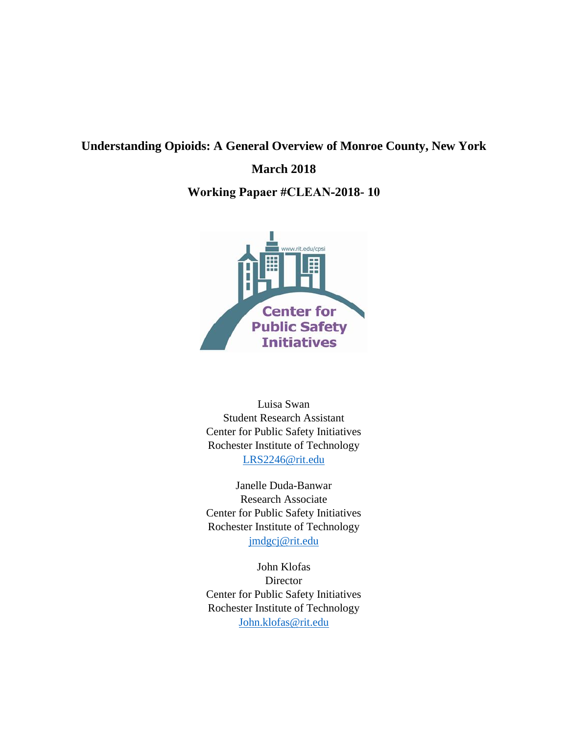# Understanding Opioids: A General Overview of Monroe County, New York

**March 2018**

**Working Papaer #CLEAN-2018- 10**

Luisa Swan
Student Research Assistant
Center for Public Safety Initiatives
Rochester Institute of Technology
LRS2246@rit.edu

Janelle Duda-Banwar
Research Associate
Center for Public Safety Initiatives
Rochester Institute of Technology
jmdgcj@rit.edu

John Klofas
Director
Center for Public Safety Initiatives
Rochester Institute of Technology
John.klofas@rit.edu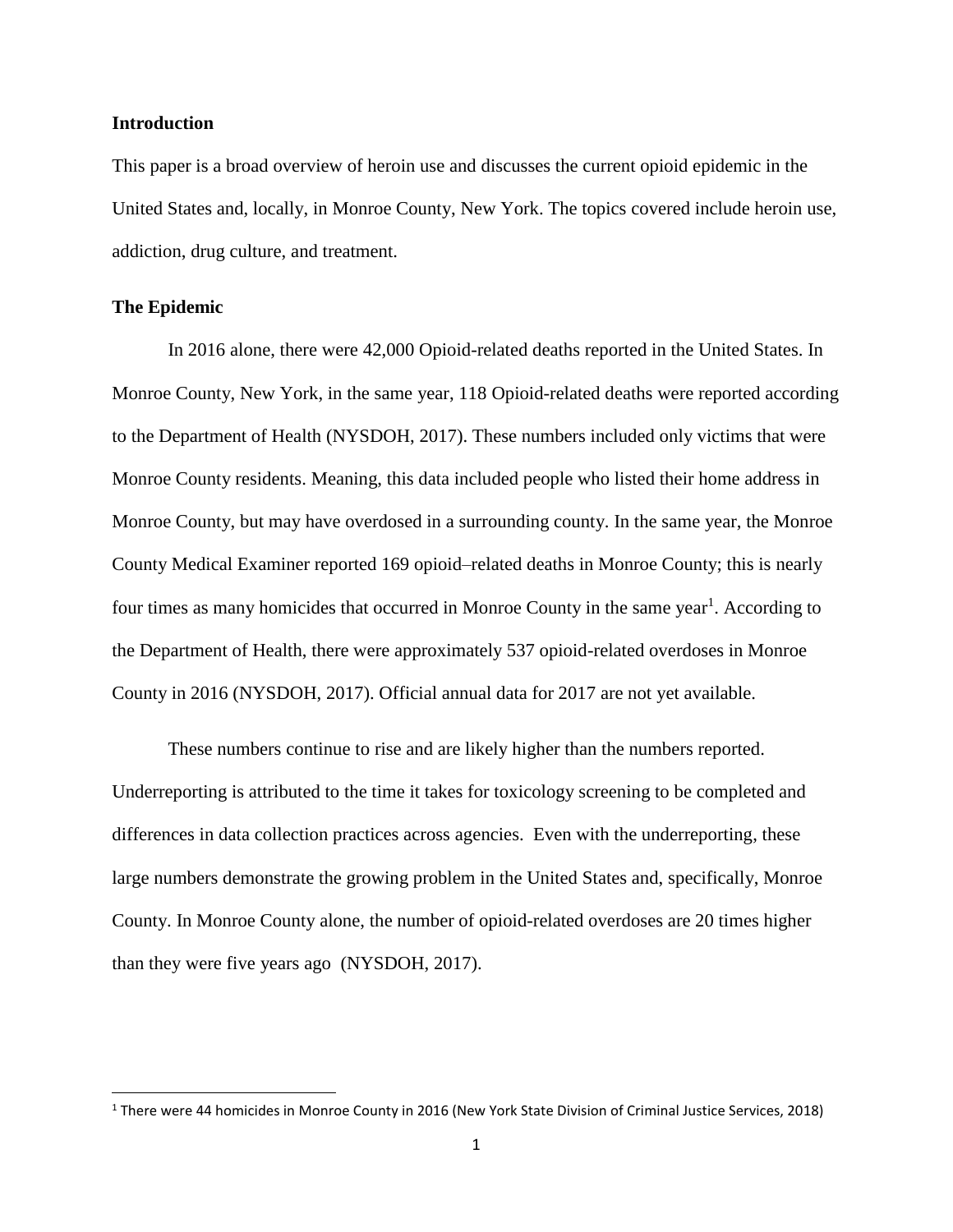## Introduction

This paper is a broad overview of heroin use and discusses the current opioid epidemic in the United States and, locally, in Monroe County, New York. The topics covered include heroin use, addiction, drug culture, and treatment.

## The Epidemic

In 2016 alone, there were 42,000 Opioid-related deaths reported in the United States. In Monroe County, New York, in the same year, 118 Opioid-related deaths were reported according to the Department of Health (NYSDOH, 2017). These numbers included only victims that were Monroe County residents. Meaning, this data included people who listed their home address in Monroe County, but may have overdosed in a surrounding county. In the same year, the Monroe County Medical Examiner reported 169 opioid–related deaths in Monroe County; this is nearly four times as many homicides that occurred in Monroe County in the same year[1]. According to the Department of Health, there were approximately 537 opioid-related overdoses in Monroe County in 2016 (NYSDOH, 2017). Official annual data for 2017 are not yet available.

These numbers continue to rise and are likely higher than the numbers reported. Underreporting is attributed to the time it takes for toxicology screening to be completed and differences in data collection practices across agencies. Even with the underreporting, these large numbers demonstrate the growing problem in the United States and, specifically, Monroe County. In Monroe County alone, the number of opioid-related overdoses are 20 times higher than they were five years ago (NYSDOH, 2017).

---

[1] There were 44 homicides in Monroe County in 2016 (New York State Division of Criminal Justice Services, 2018)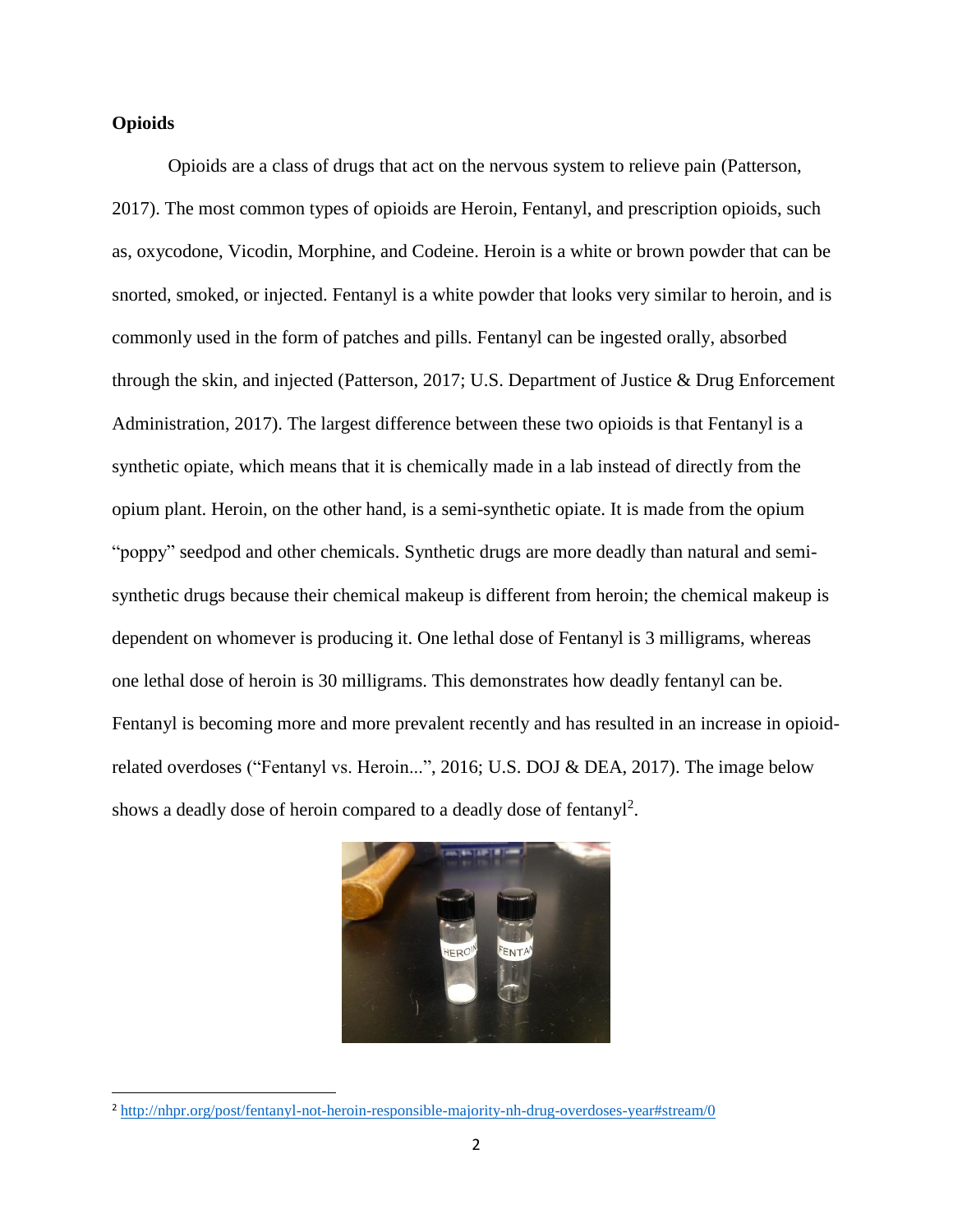**Opioids**

Opioids are a class of drugs that act on the nervous system to relieve pain (Patterson, 2017). The most common types of opioids are Heroin, Fentanyl, and prescription opioids, such as, oxycodone, Vicodin, Morphine, and Codeine. Heroin is a white or brown powder that can be snorted, smoked, or injected. Fentanyl is a white powder that looks very similar to heroin, and is commonly used in the form of patches and pills. Fentanyl can be ingested orally, absorbed through the skin, and injected (Patterson, 2017; U.S. Department of Justice & Drug Enforcement Administration, 2017). The largest difference between these two opioids is that Fentanyl is a synthetic opiate, which means that it is chemically made in a lab instead of directly from the opium plant. Heroin, on the other hand, is a semi-synthetic opiate. It is made from the opium "poppy" seedpod and other chemicals. Synthetic drugs are more deadly than natural and semi-synthetic drugs because their chemical makeup is different from heroin; the chemical makeup is dependent on whomever is producing it. One lethal dose of Fentanyl is 3 milligrams, whereas one lethal dose of heroin is 30 milligrams. This demonstrates how deadly fentanyl can be. Fentanyl is becoming more and more prevalent recently and has resulted in an increase in opioid-related overdoses ("Fentanyl vs. Heroin...", 2016; U.S. DOJ & DEA, 2017). The image below shows a deadly dose of heroin compared to a deadly dose of fentanyl[2].

[2] http://nhpr.org/post/fentanyl-not-heroin-responsible-majority-nh-drug-overdoses-year#stream/0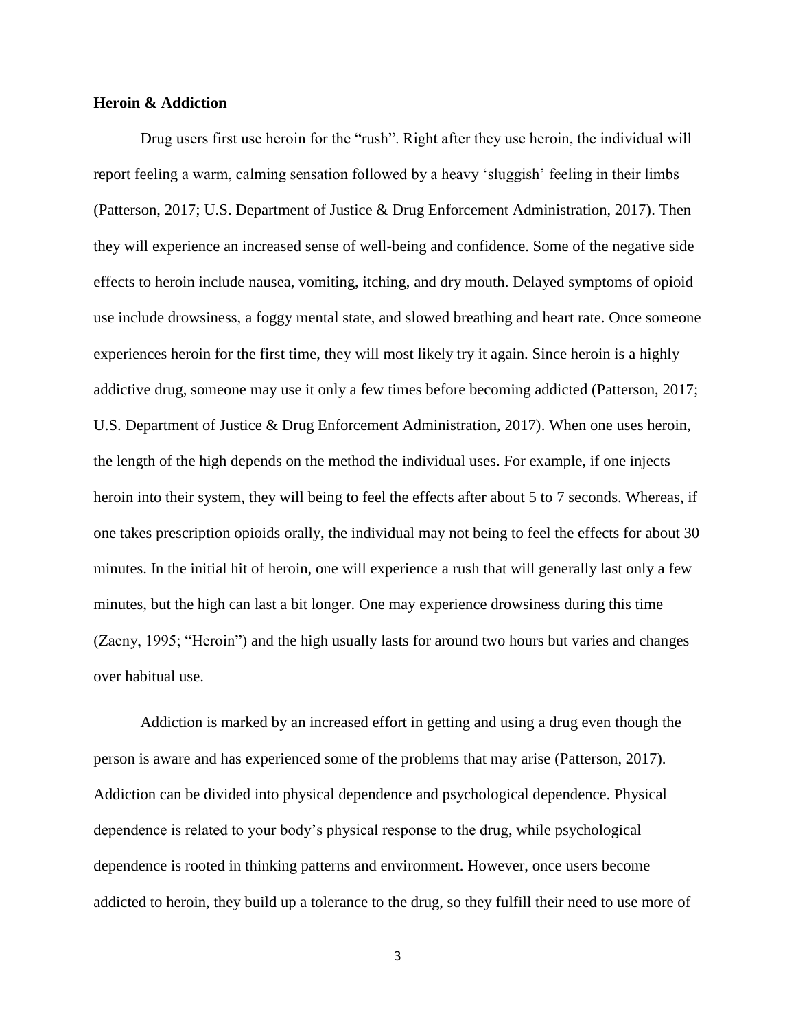**Heroin & Addiction**

Drug users first use heroin for the "rush". Right after they use heroin, the individual will report feeling a warm, calming sensation followed by a heavy 'sluggish' feeling in their limbs (Patterson, 2017; U.S. Department of Justice & Drug Enforcement Administration, 2017). Then they will experience an increased sense of well-being and confidence. Some of the negative side effects to heroin include nausea, vomiting, itching, and dry mouth. Delayed symptoms of opioid use include drowsiness, a foggy mental state, and slowed breathing and heart rate. Once someone experiences heroin for the first time, they will most likely try it again. Since heroin is a highly addictive drug, someone may use it only a few times before becoming addicted (Patterson, 2017; U.S. Department of Justice & Drug Enforcement Administration, 2017). When one uses heroin, the length of the high depends on the method the individual uses. For example, if one injects heroin into their system, they will being to feel the effects after about 5 to 7 seconds. Whereas, if one takes prescription opioids orally, the individual may not being to feel the effects for about 30 minutes. In the initial hit of heroin, one will experience a rush that will generally last only a few minutes, but the high can last a bit longer. One may experience drowsiness during this time (Zacny, 1995; "Heroin") and the high usually lasts for around two hours but varies and changes over habitual use.

Addiction is marked by an increased effort in getting and using a drug even though the person is aware and has experienced some of the problems that may arise (Patterson, 2017). Addiction can be divided into physical dependence and psychological dependence. Physical dependence is related to your body's physical response to the drug, while psychological dependence is rooted in thinking patterns and environment. However, once users become addicted to heroin, they build up a tolerance to the drug, so they fulfill their need to use more of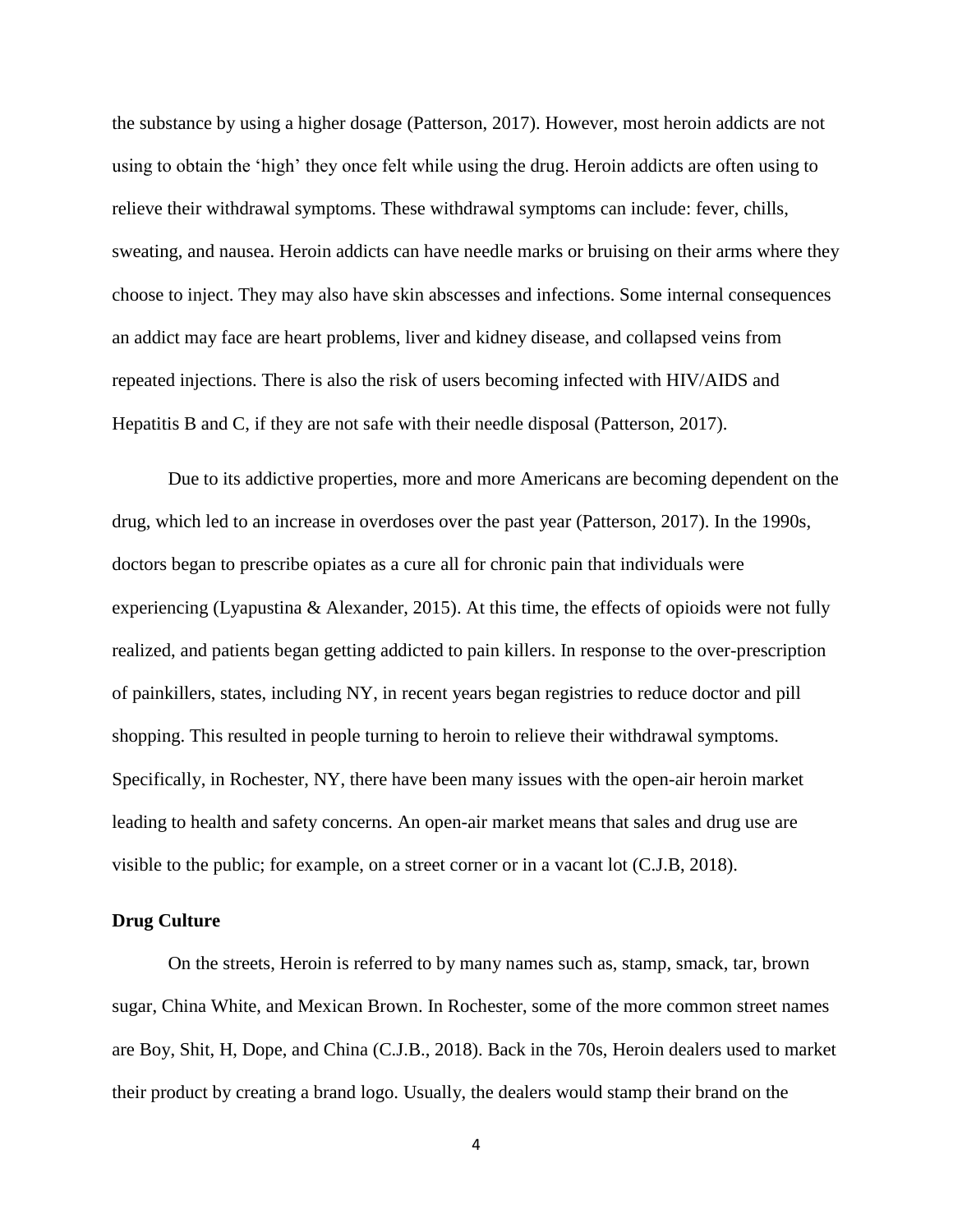the substance by using a higher dosage (Patterson, 2017). However, most heroin addicts are not using to obtain the 'high' they once felt while using the drug. Heroin addicts are often using to relieve their withdrawal symptoms. These withdrawal symptoms can include: fever, chills, sweating, and nausea. Heroin addicts can have needle marks or bruising on their arms where they choose to inject. They may also have skin abscesses and infections. Some internal consequences an addict may face are heart problems, liver and kidney disease, and collapsed veins from repeated injections. There is also the risk of users becoming infected with HIV/AIDS and Hepatitis B and C, if they are not safe with their needle disposal (Patterson, 2017).

Due to its addictive properties, more and more Americans are becoming dependent on the drug, which led to an increase in overdoses over the past year (Patterson, 2017). In the 1990s, doctors began to prescribe opiates as a cure all for chronic pain that individuals were experiencing (Lyapustina & Alexander, 2015). At this time, the effects of opioids were not fully realized, and patients began getting addicted to pain killers. In response to the over-prescription of painkillers, states, including NY, in recent years began registries to reduce doctor and pill shopping. This resulted in people turning to heroin to relieve their withdrawal symptoms. Specifically, in Rochester, NY, there have been many issues with the open-air heroin market leading to health and safety concerns. An open-air market means that sales and drug use are visible to the public; for example, on a street corner or in a vacant lot (C.J.B, 2018).

**Drug Culture**

On the streets, Heroin is referred to by many names such as, stamp, smack, tar, brown sugar, China White, and Mexican Brown. In Rochester, some of the more common street names are Boy, Shit, H, Dope, and China (C.J.B., 2018). Back in the 70s, Heroin dealers used to market their product by creating a brand logo. Usually, the dealers would stamp their brand on the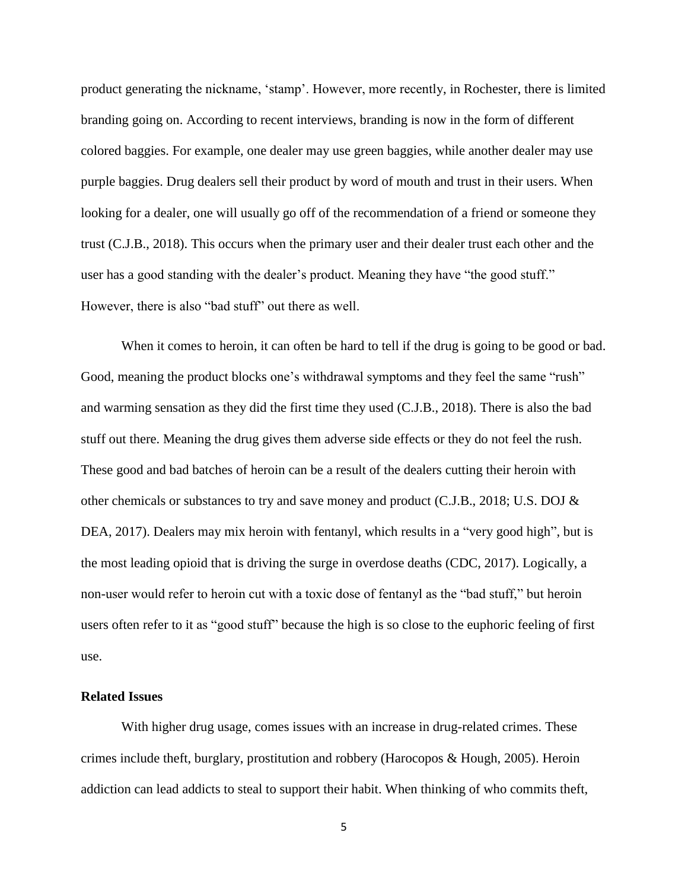product generating the nickname, 'stamp'. However, more recently, in Rochester, there is limited branding going on. According to recent interviews, branding is now in the form of different colored baggies. For example, one dealer may use green baggies, while another dealer may use purple baggies. Drug dealers sell their product by word of mouth and trust in their users. When looking for a dealer, one will usually go off of the recommendation of a friend or someone they trust (C.J.B., 2018). This occurs when the primary user and their dealer trust each other and the user has a good standing with the dealer's product. Meaning they have "the good stuff." However, there is also "bad stuff" out there as well.

When it comes to heroin, it can often be hard to tell if the drug is going to be good or bad. Good, meaning the product blocks one's withdrawal symptoms and they feel the same "rush" and warming sensation as they did the first time they used (C.J.B., 2018). There is also the bad stuff out there. Meaning the drug gives them adverse side effects or they do not feel the rush. These good and bad batches of heroin can be a result of the dealers cutting their heroin with other chemicals or substances to try and save money and product (C.J.B., 2018; U.S. DOJ & DEA, 2017). Dealers may mix heroin with fentanyl, which results in a "very good high", but is the most leading opioid that is driving the surge in overdose deaths (CDC, 2017). Logically, a non-user would refer to heroin cut with a toxic dose of fentanyl as the "bad stuff," but heroin users often refer to it as "good stuff" because the high is so close to the euphoric feeling of first use.

### Related Issues

With higher drug usage, comes issues with an increase in drug-related crimes. These crimes include theft, burglary, prostitution and robbery (Harocopos & Hough, 2005). Heroin addiction can lead addicts to steal to support their habit. When thinking of who commits theft,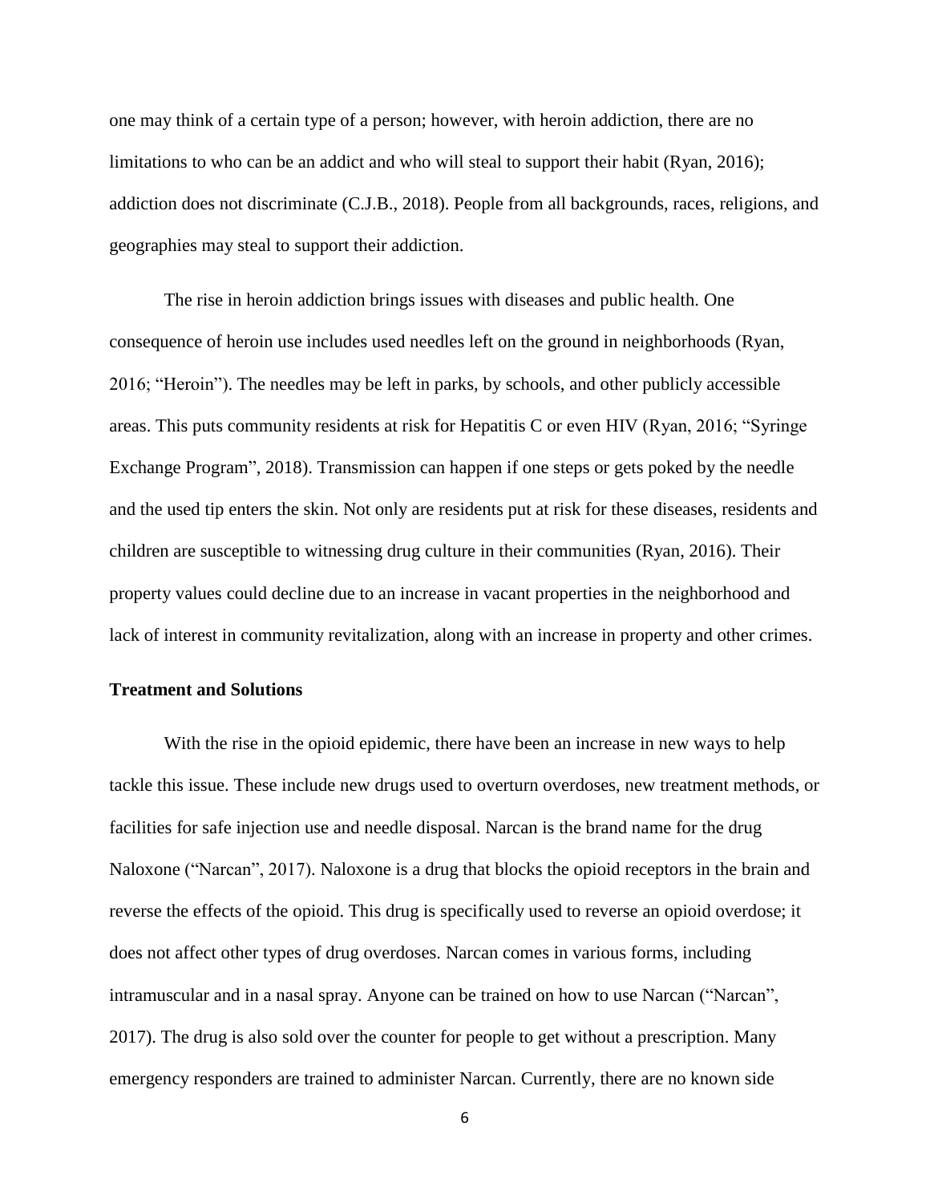one may think of a certain type of a person; however, with heroin addiction, there are no limitations to who can be an addict and who will steal to support their habit (Ryan, 2016); addiction does not discriminate (C.J.B., 2018). People from all backgrounds, races, religions, and geographies may steal to support their addiction.

The rise in heroin addiction brings issues with diseases and public health. One consequence of heroin use includes used needles left on the ground in neighborhoods (Ryan, 2016; "Heroin"). The needles may be left in parks, by schools, and other publicly accessible areas. This puts community residents at risk for Hepatitis C or even HIV (Ryan, 2016; "Syringe Exchange Program", 2018). Transmission can happen if one steps or gets poked by the needle and the used tip enters the skin. Not only are residents put at risk for these diseases, residents and children are susceptible to witnessing drug culture in their communities (Ryan, 2016). Their property values could decline due to an increase in vacant properties in the neighborhood and lack of interest in community revitalization, along with an increase in property and other crimes.

**Treatment and Solutions**

With the rise in the opioid epidemic, there have been an increase in new ways to help tackle this issue. These include new drugs used to overturn overdoses, new treatment methods, or facilities for safe injection use and needle disposal. Narcan is the brand name for the drug Naloxone ("Narcan", 2017). Naloxone is a drug that blocks the opioid receptors in the brain and reverse the effects of the opioid. This drug is specifically used to reverse an opioid overdose; it does not affect other types of drug overdoses. Narcan comes in various forms, including intramuscular and in a nasal spray. Anyone can be trained on how to use Narcan ("Narcan", 2017). The drug is also sold over the counter for people to get without a prescription. Many emergency responders are trained to administer Narcan. Currently, there are no known side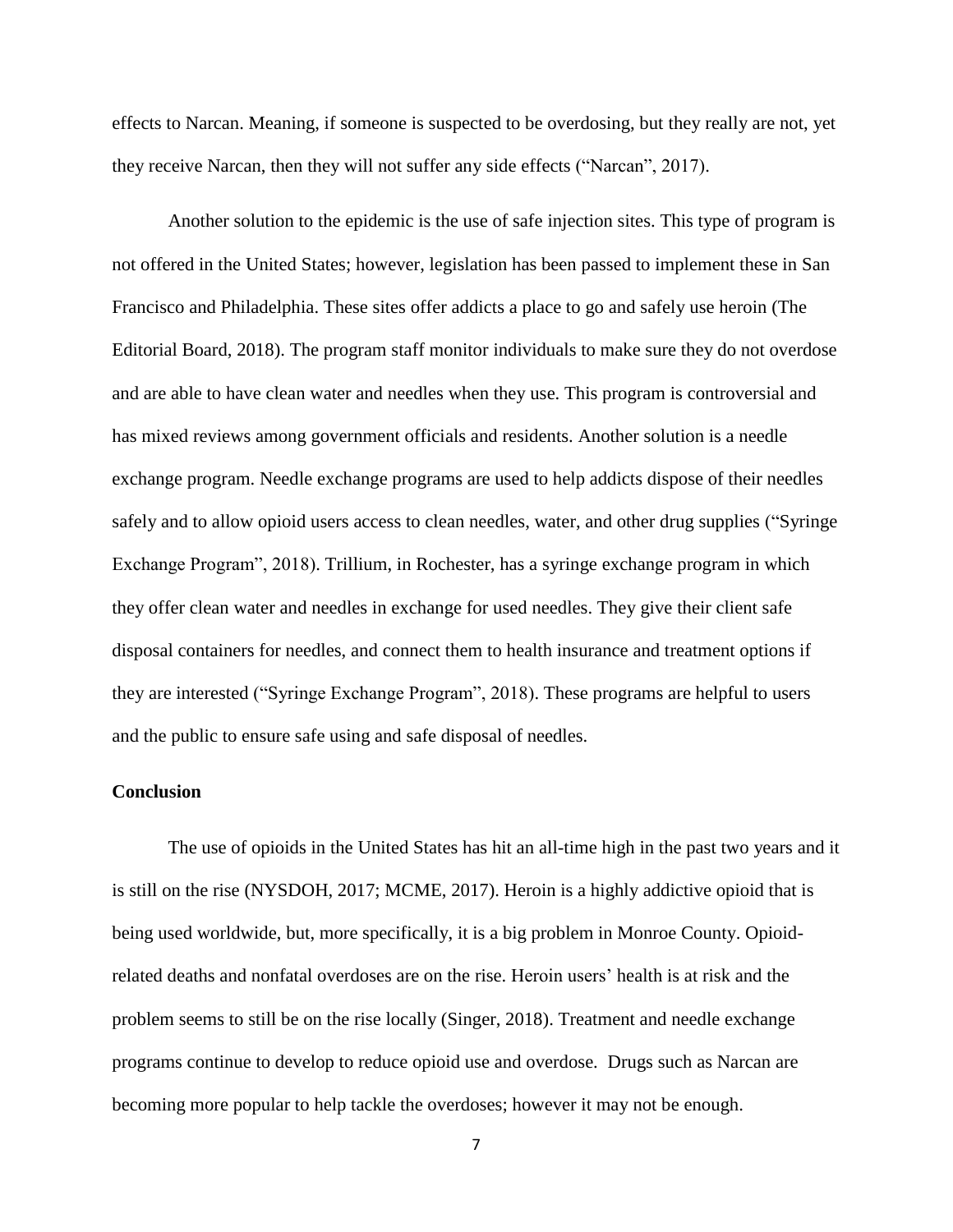effects to Narcan. Meaning, if someone is suspected to be overdosing, but they really are not, yet they receive Narcan, then they will not suffer any side effects ("Narcan", 2017).

Another solution to the epidemic is the use of safe injection sites. This type of program is not offered in the United States; however, legislation has been passed to implement these in San Francisco and Philadelphia. These sites offer addicts a place to go and safely use heroin (The Editorial Board, 2018). The program staff monitor individuals to make sure they do not overdose and are able to have clean water and needles when they use. This program is controversial and has mixed reviews among government officials and residents. Another solution is a needle exchange program. Needle exchange programs are used to help addicts dispose of their needles safely and to allow opioid users access to clean needles, water, and other drug supplies ("Syringe Exchange Program", 2018). Trillium, in Rochester, has a syringe exchange program in which they offer clean water and needles in exchange for used needles. They give their client safe disposal containers for needles, and connect them to health insurance and treatment options if they are interested ("Syringe Exchange Program", 2018). These programs are helpful to users and the public to ensure safe using and safe disposal of needles.

**Conclusion**

The use of opioids in the United States has hit an all-time high in the past two years and it is still on the rise (NYSDOH, 2017; MCME, 2017). Heroin is a highly addictive opioid that is being used worldwide, but, more specifically, it is a big problem in Monroe County. Opioid-related deaths and nonfatal overdoses are on the rise. Heroin users' health is at risk and the problem seems to still be on the rise locally (Singer, 2018). Treatment and needle exchange programs continue to develop to reduce opioid use and overdose. Drugs such as Narcan are becoming more popular to help tackle the overdoses; however it may not be enough.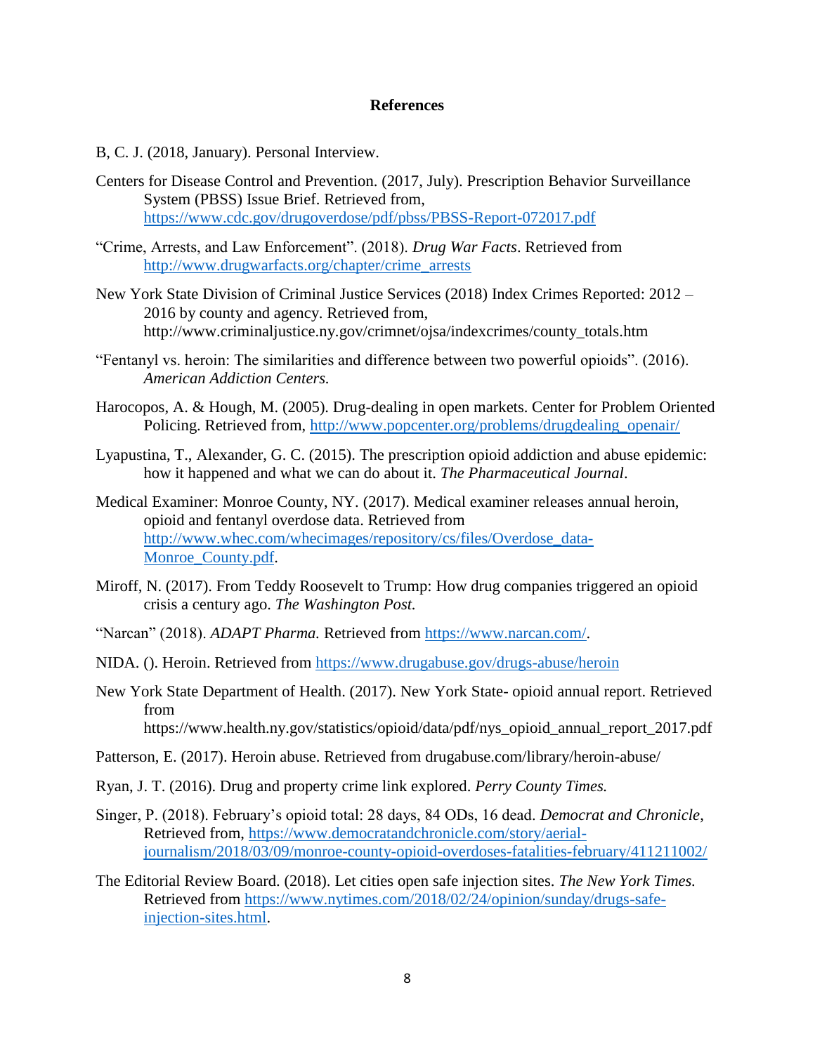**References**

B, C. J. (2018, January). Personal Interview.

Centers for Disease Control and Prevention. (2017, July). Prescription Behavior Surveillance System (PBSS) Issue Brief. Retrieved from, https://www.cdc.gov/drugoverdose/pdf/pbss/PBSS-Report-072017.pdf

"Crime, Arrests, and Law Enforcement". (2018). *Drug War Facts*. Retrieved from http://www.drugwarfacts.org/chapter/crime_arrests

New York State Division of Criminal Justice Services (2018) Index Crimes Reported: 2012 – 2016 by county and agency. Retrieved from, http://www.criminaljustice.ny.gov/crimnet/ojsa/indexcrimes/county_totals.htm

"Fentanyl vs. heroin: The similarities and difference between two powerful opioids". (2016). *American Addiction Centers.*

Harocopos, A. & Hough, M. (2005). Drug-dealing in open markets. Center for Problem Oriented Policing. Retrieved from, http://www.popcenter.org/problems/drugdealing_openair/

Lyapustina, T., Alexander, G. C. (2015). The prescription opioid addiction and abuse epidemic: how it happened and what we can do about it. *The Pharmaceutical Journal*.

Medical Examiner: Monroe County, NY. (2017). Medical examiner releases annual heroin, opioid and fentanyl overdose data. Retrieved from http://www.whec.com/whecimages/repository/cs/files/Overdose_data-Monroe_County.pdf.

Miroff, N. (2017). From Teddy Roosevelt to Trump: How drug companies triggered an opioid crisis a century ago. *The Washington Post.*

"Narcan" (2018). *ADAPT Pharma.* Retrieved from https://www.narcan.com/.

NIDA. (). Heroin. Retrieved from https://www.drugabuse.gov/drugs-abuse/heroin

New York State Department of Health. (2017). New York State- opioid annual report. Retrieved from https://www.health.ny.gov/statistics/opioid/data/pdf/nys_opioid_annual_report_2017.pdf

Patterson, E. (2017). Heroin abuse. Retrieved from drugabuse.com/library/heroin-abuse/

Ryan, J. T. (2016). Drug and property crime link explored. *Perry County Times.*

Singer, P. (2018). February's opioid total: 28 days, 84 ODs, 16 dead. *Democrat and Chronicle*, Retrieved from, https://www.democratandchronicle.com/story/aerial-journalism/2018/03/09/monroe-county-opioid-overdoses-fatalities-february/411211002/

The Editorial Review Board. (2018). Let cities open safe injection sites. *The New York Times.* Retrieved from https://www.nytimes.com/2018/02/24/opinion/sunday/drugs-safe-injection-sites.html.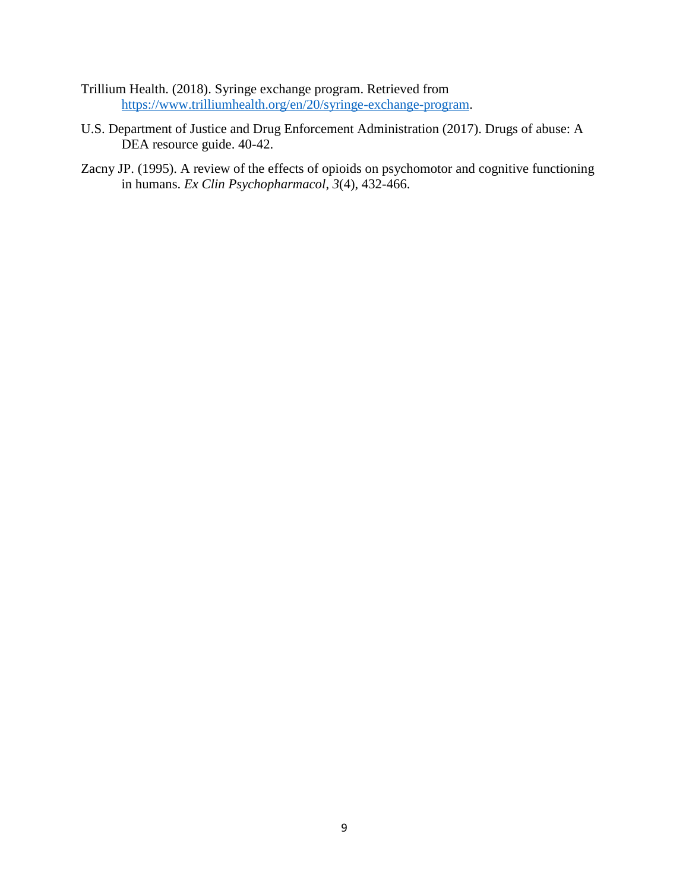Trillium Health. (2018). Syringe exchange program. Retrieved from https://www.trilliumhealth.org/en/20/syringe-exchange-program.

U.S. Department of Justice and Drug Enforcement Administration (2017). Drugs of abuse: A DEA resource guide. 40-42.

Zacny JP. (1995). A review of the effects of opioids on psychomotor and cognitive functioning in humans. *Ex Clin Psychopharmacol*, *3*(4), 432-466.